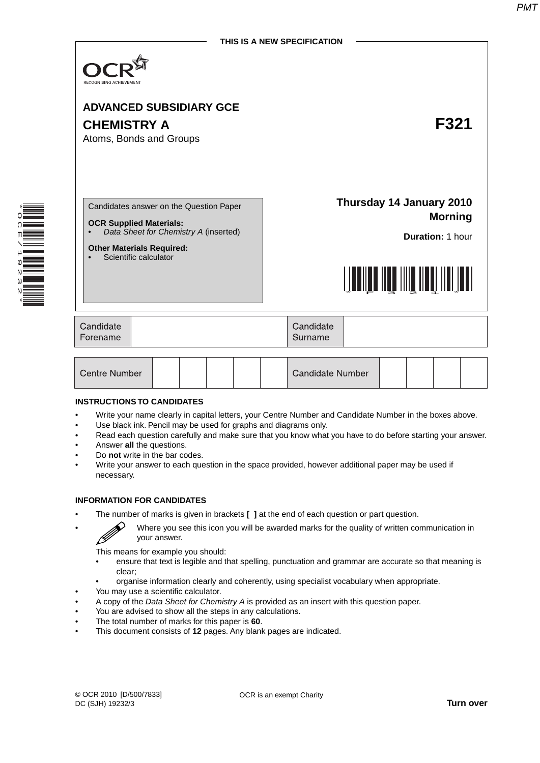THIS IS A NEW SPECIFICATION

OCR RECOGNISING ACHIEVEMENT

**ADVANCED SUBSIDIARY GCE**

# CHEMISTRY A F321

Atoms, Bonds and Groups

Candidates answer on the Question Paper

**OCR Supplied Materials:**
- *Data Sheet for Chemistry A* (inserted)

**Other Materials Required:**
- Scientific calculator

**Thursday 14 January 2010**
**Morning**

**Duration:** 1 hour

| Candidate Forename | | Candidate Surname | |
|---|---|---|---|

| Centre Number | | | | | | Candidate Number | | | | |
|---|---|---|---|---|---|---|---|---|---|---|

**INSTRUCTIONS TO CANDIDATES**

- Write your name clearly in capital letters, your Centre Number and Candidate Number in the boxes above.
- Use black ink. Pencil may be used for graphs and diagrams only.
- Read each question carefully and make sure that you know what you have to do before starting your answer.
- Answer **all** the questions.
- Do **not** write in the bar codes.
- Write your answer to each question in the space provided, however additional paper may be used if necessary.

**INFORMATION FOR CANDIDATES**

- The number of marks is given in brackets **[ ]** at the end of each question or part question.
- Where you see this icon you will be awarded marks for the quality of written communication in your answer.

  This means for example you should:
  - ensure that text is legible and that spelling, punctuation and grammar are accurate so that meaning is clear;
  - organise information clearly and coherently, using specialist vocabulary when appropriate.
- You may use a scientific calculator.
- A copy of the *Data Sheet for Chemistry A* is provided as an insert with this question paper.
- You are advised to show all the steps in any calculations.
- The total number of marks for this paper is **60**.
- This document consists of **12** pages. Any blank pages are indicated.

© OCR 2010 [D/500/7833]
DC (SJH) 19232/3

OCR is an exempt Charity

**Turn over**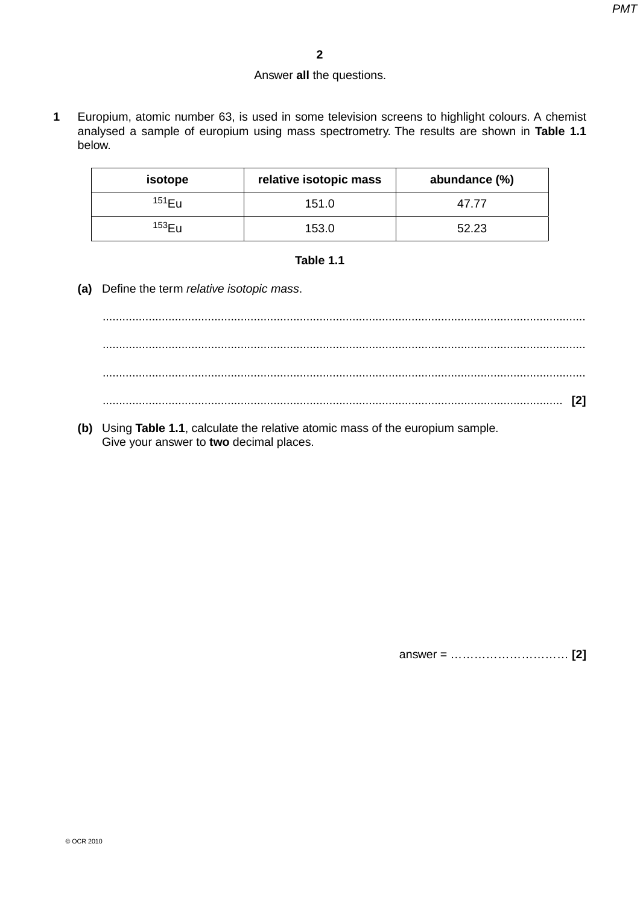Answer **all** the questions.

**1** Europium, atomic number 63, is used in some television screens to highlight colours. A chemist analysed a sample of europium using mass spectrometry. The results are shown in **Table 1.1** below.

| isotope | relative isotopic mass | abundance (%) |
|---|---|---|
| $^{151}Eu$ | 151.0 | 47.77 |
| $^{153}Eu$ | 153.0 | 52.23 |

**Table 1.1**

**(a)** Define the term *relative isotopic mass*.

..................................................................................................................................................

..................................................................................................................................................

..................................................................................................................................................

.......................................................................................................................................... **[2]**

**(b)** Using **Table 1.1**, calculate the relative atomic mass of the europium sample.
Give your answer to **two** decimal places.

answer = ………………………… **[2]**

© OCR 2010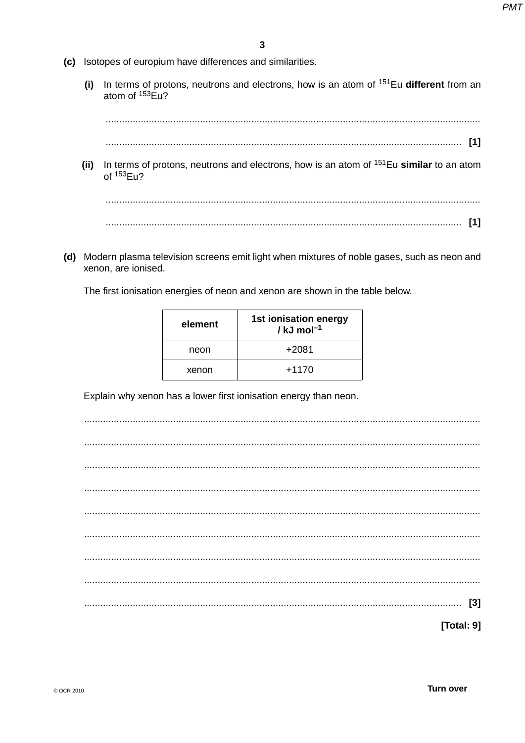**(c)** Isotopes of europium have differences and similarities.

**(i)** In terms of protons, neutrons and electrons, how is an atom of $^{151}Eu$ **different** from an atom of $^{153}Eu$?

..........................................................................................................................................

.................................................................................................................................. **[1]**

**(ii)** In terms of protons, neutrons and electrons, how is an atom of $^{151}Eu$ **similar** to an atom of $^{153}Eu$?

..........................................................................................................................................

.................................................................................................................................. **[1]**

**(d)** Modern plasma television screens emit light when mixtures of noble gases, such as neon and xenon, are ionised.

The first ionisation energies of neon and xenon are shown in the table below.

| element | 1st ionisation energy / kJ $mol^{-1}$ |
|---|---|
| neon | +2081 |
| xenon | +1170 |

Explain why xenon has a lower first ionisation energy than neon.

..........................................................................................................................................

..........................................................................................................................................

..........................................................................................................................................

..........................................................................................................................................

..........................................................................................................................................

..........................................................................................................................................

..........................................................................................................................................

..........................................................................................................................................

.................................................................................................................................. **[3]**

**[Total: 9]**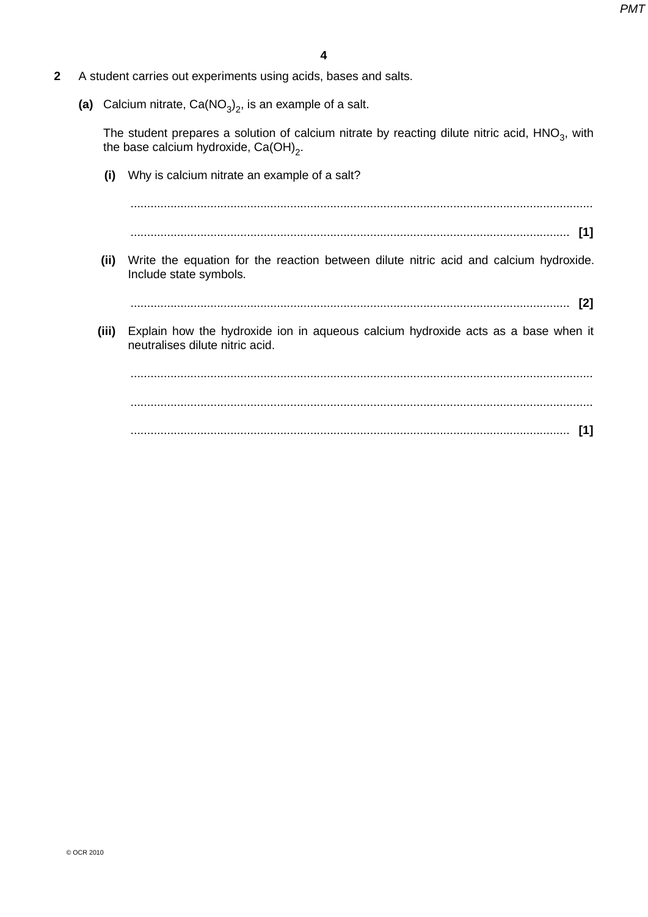**2** A student carries out experiments using acids, bases and salts.

**(a)** Calcium nitrate, $Ca(NO_3)_2$, is an example of a salt.

The student prepares a solution of calcium nitrate by reacting dilute nitric acid, $HNO_3$, with the base calcium hydroxide, $Ca(OH)_2$.

**(i)** Why is calcium nitrate an example of a salt?

...................................................................................................................................

................................................................................................................................... **[1]**

**(ii)** Write the equation for the reaction between dilute nitric acid and calcium hydroxide. Include state symbols.

................................................................................................................................... **[2]**

**(iii)** Explain how the hydroxide ion in aqueous calcium hydroxide acts as a base when it neutralises dilute nitric acid.

...................................................................................................................................

...................................................................................................................................

................................................................................................................................... **[1]**

© OCR 2010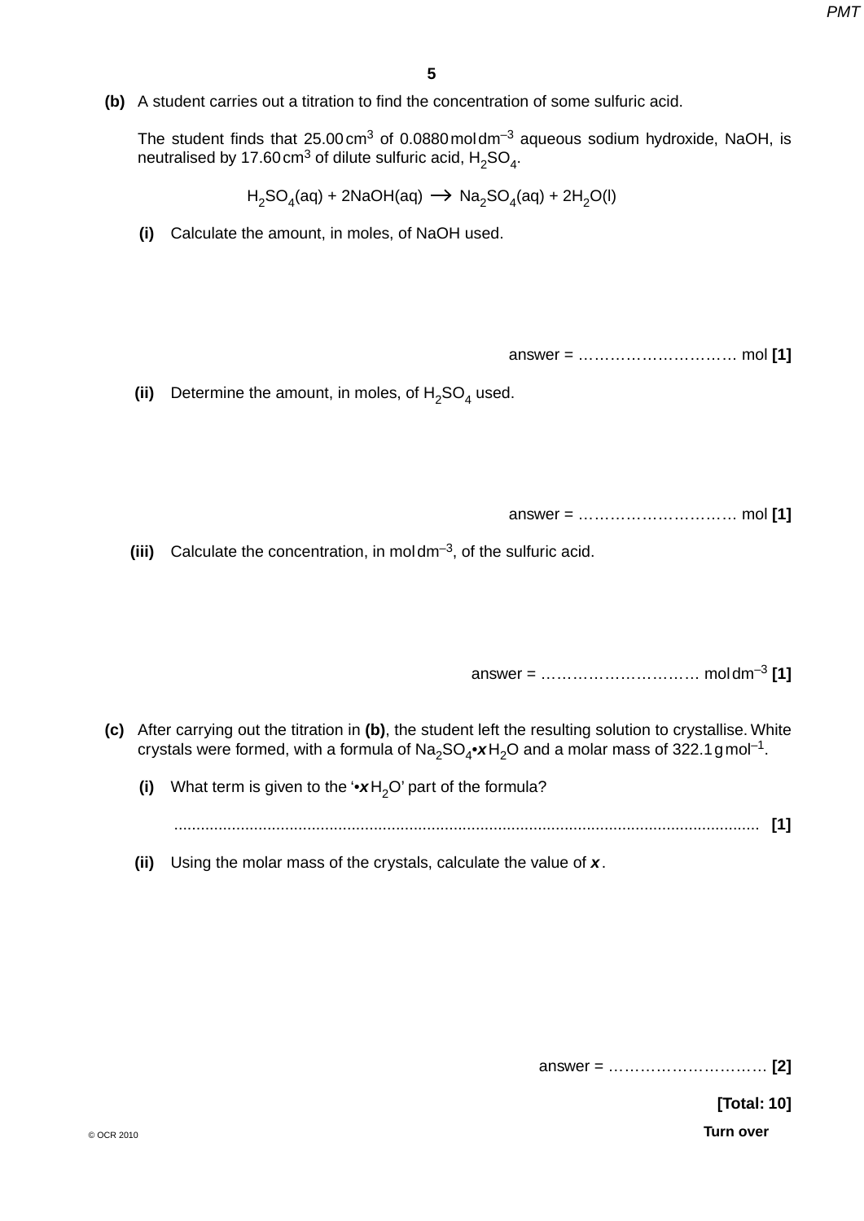**(b)** A student carries out a titration to find the concentration of some sulfuric acid.

The student finds that 25.00 $cm^3$ of 0.0880 mol $dm^{-3}$ aqueous sodium hydroxide, NaOH, is neutralised by 17.60 $cm^3$ of dilute sulfuric acid, $H_2SO_4$.

$$H_2SO_4(aq) + 2NaOH(aq) \longrightarrow Na_2SO_4(aq) + 2H_2O(l)$$

**(i)** Calculate the amount, in moles, of NaOH used.

answer = ………………………… mol **[1]**

**(ii)** Determine the amount, in moles, of $H_2SO_4$ used.

answer = ………………………… mol **[1]**

**(iii)** Calculate the concentration, in mol $dm^{-3}$, of the sulfuric acid.

answer = ………………………… mol $dm^{-3}$ **[1]**

**(c)** After carrying out the titration in **(b)**, the student left the resulting solution to crystallise. White crystals were formed, with a formula of $Na_2SO_4 \bullet \boldsymbol{x}H_2O$ and a molar mass of 322.1 g $mol^{-1}$.

**(i)** What term is given to the '$\bullet \boldsymbol{x}H_2O$' part of the formula?

.................................................................................................................................... **[1]**

**(ii)** Using the molar mass of the crystals, calculate the value of $\boldsymbol{x}$.

answer = ………………………… **[2]**

**[Total: 10]**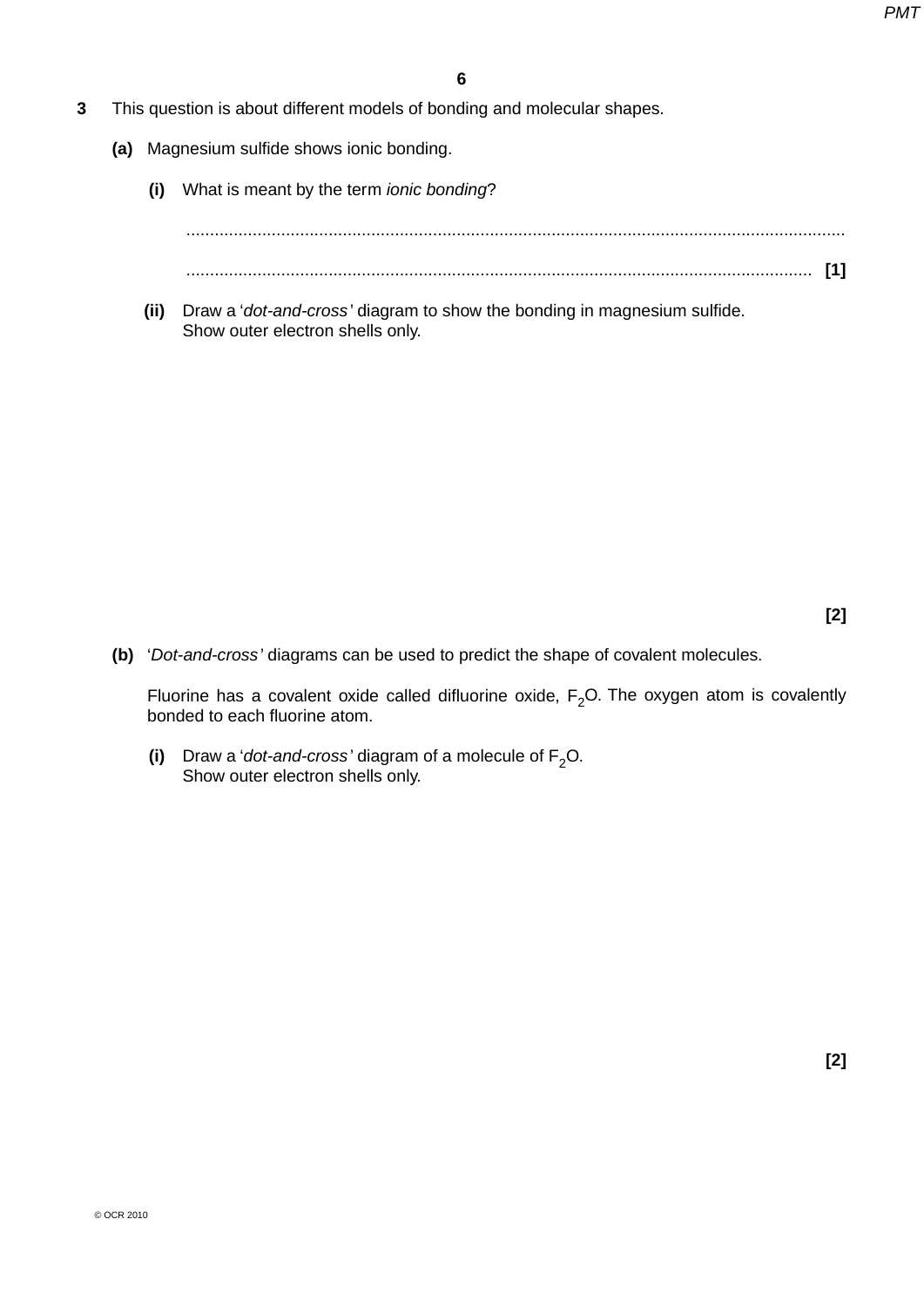**3** This question is about different models of bonding and molecular shapes.

**(a)** Magnesium sulfide shows ionic bonding.

**(i)** What is meant by the term *ionic bonding*?

..........................................................................................................................................

.................................................................................................................................. **[1]**

**(ii)** Draw a '*dot-and-cross*' diagram to show the bonding in magnesium sulfide.
Show outer electron shells only.

**[2]**

**(b)** '*Dot-and-cross*' diagrams can be used to predict the shape of covalent molecules.

Fluorine has a covalent oxide called difluorine oxide, $F_2O$. The oxygen atom is covalently bonded to each fluorine atom.

**(i)** Draw a '*dot-and-cross*' diagram of a molecule of $F_2O$.
Show outer electron shells only.

**[2]**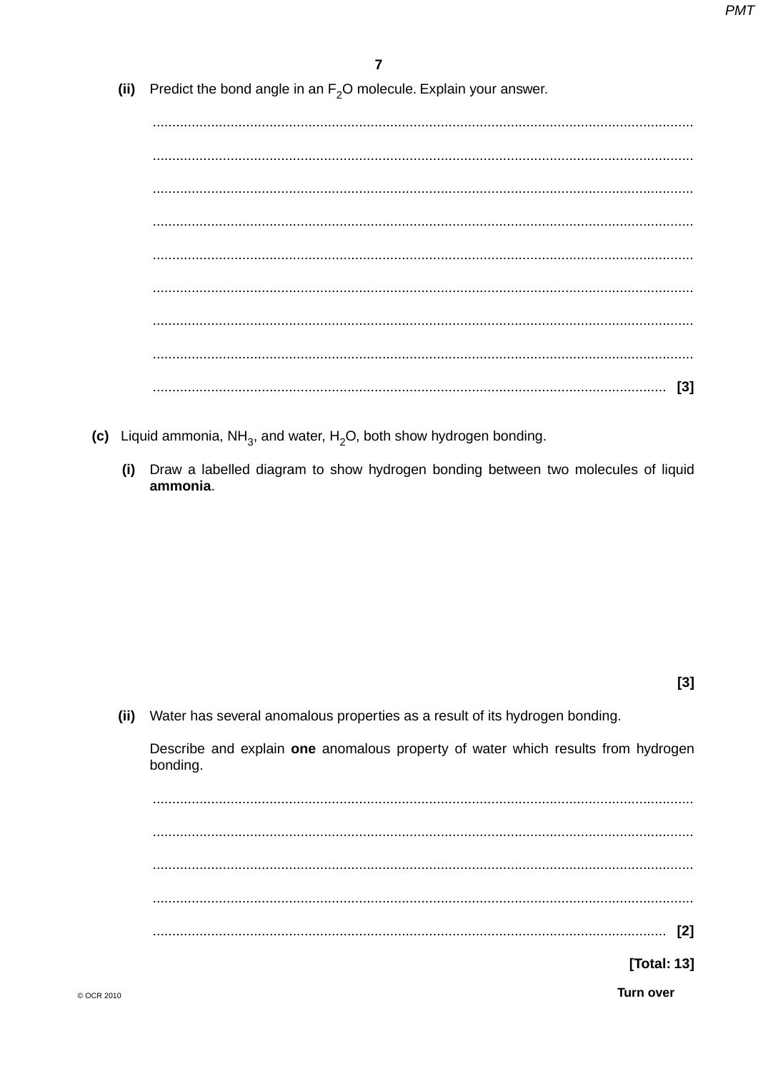**(ii)** Predict the bond angle in an $F_2O$ molecule. Explain your answer.

..........................................................................................................................................

..........................................................................................................................................

..........................................................................................................................................

..........................................................................................................................................

..........................................................................................................................................

..........................................................................................................................................

..........................................................................................................................................

..........................................................................................................................................

.................................................................................................................................. **[3]**

**(c)** Liquid ammonia, $NH_3$, and water, $H_2O$, both show hydrogen bonding.

**(i)** Draw a labelled diagram to show hydrogen bonding between two molecules of liquid **ammonia**.

**[3]**

**(ii)** Water has several anomalous properties as a result of its hydrogen bonding.

Describe and explain **one** anomalous property of water which results from hydrogen bonding.

..........................................................................................................................................

..........................................................................................................................................

..........................................................................................................................................

..........................................................................................................................................

.................................................................................................................................. **[2]**

**[Total: 13]**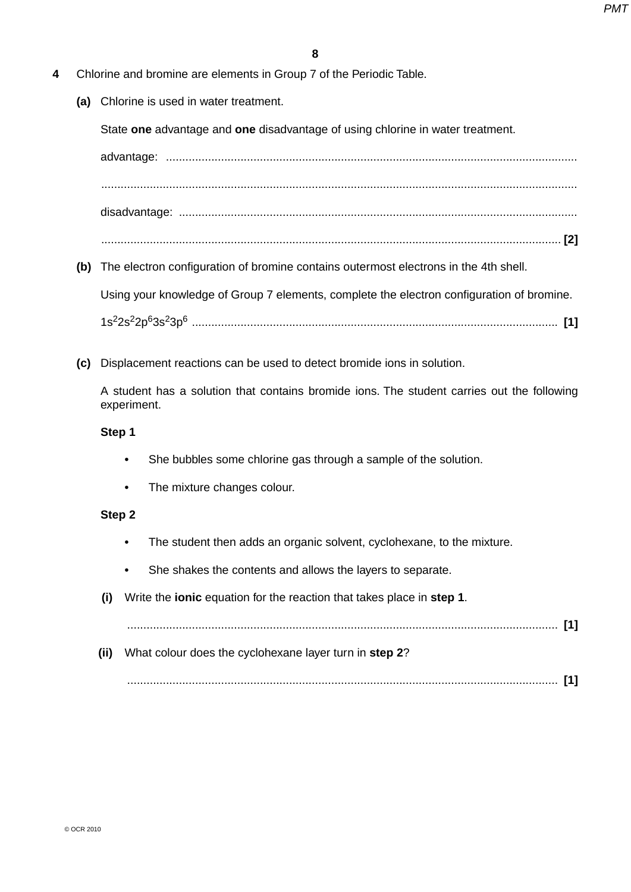**4** Chlorine and bromine are elements in Group 7 of the Periodic Table.

**(a)** Chlorine is used in water treatment.

State **one** advantage and **one** disadvantage of using chlorine in water treatment.

advantage: ..............................................................................................................................

..............................................................................................................................

disadvantage: ..............................................................................................................................

.............................................................................................................................. **[2]**

**(b)** The electron configuration of bromine contains outermost electrons in the 4th shell.

Using your knowledge of Group 7 elements, complete the electron configuration of bromine.

$1s^2 2s^2 2p^6 3s^2 3p^6$ .............................................................................................................. **[1]**

**(c)** Displacement reactions can be used to detect bromide ions in solution.

A student has a solution that contains bromide ions. The student carries out the following experiment.

**Step 1**

- She bubbles some chlorine gas through a sample of the solution.
- The mixture changes colour.

**Step 2**

- The student then adds an organic solvent, cyclohexane, to the mixture.
- She shakes the contents and allows the layers to separate.

**(i)** Write the **ionic** equation for the reaction that takes place in **step 1**.

.............................................................................................................................. **[1]**

**(ii)** What colour does the cyclohexane layer turn in **step 2**?

.............................................................................................................................. **[1]**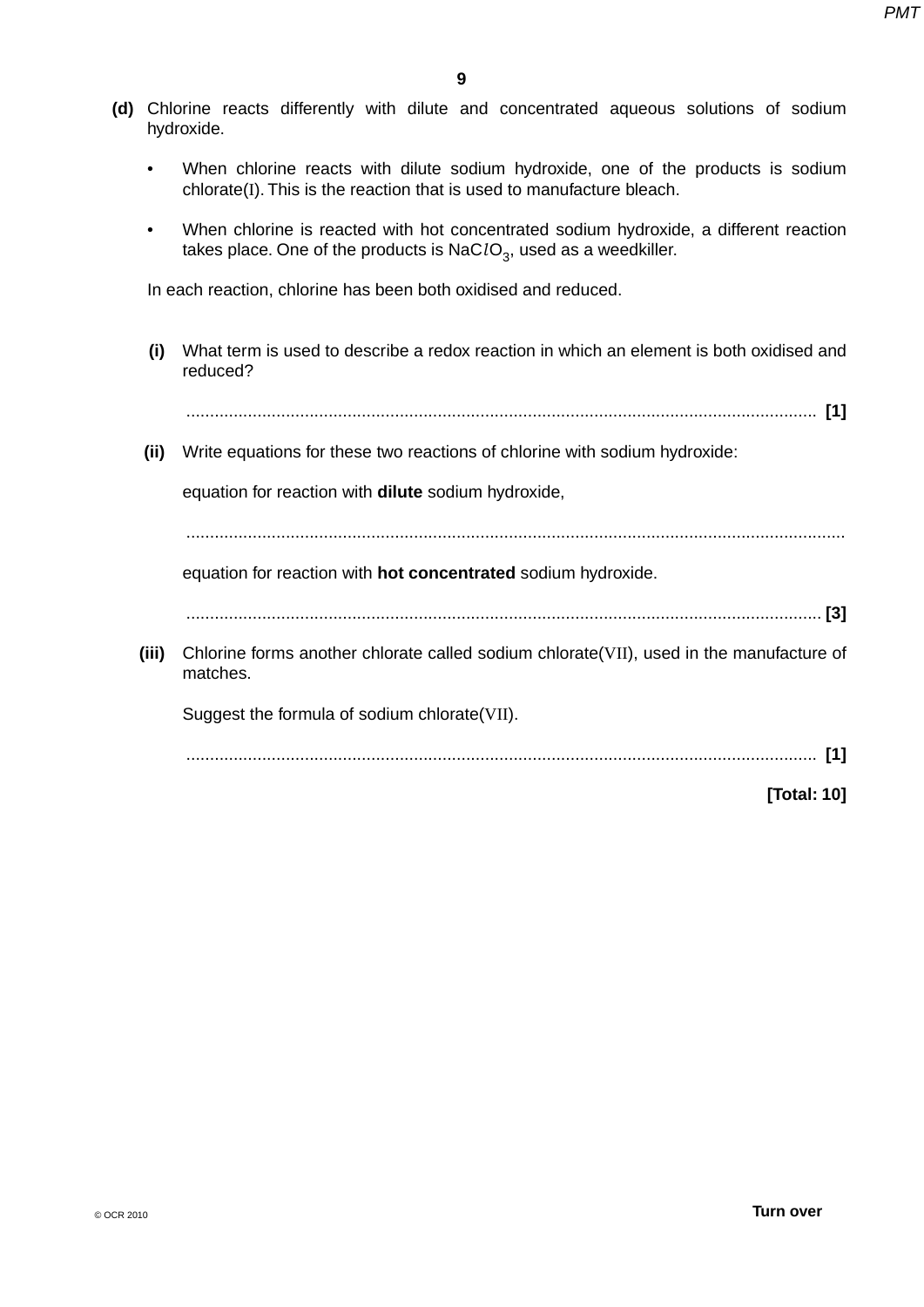**(d)** Chlorine reacts differently with dilute and concentrated aqueous solutions of sodium hydroxide.

- When chlorine reacts with dilute sodium hydroxide, one of the products is sodium chlorate(I). This is the reaction that is used to manufacture bleach.
- When chlorine is reacted with hot concentrated sodium hydroxide, a different reaction takes place. One of the products is $NaClO_3$, used as a weedkiller.

In each reaction, chlorine has been both oxidised and reduced.

**(i)** What term is used to describe a redox reaction in which an element is both oxidised and reduced?

.................................................................................................................................... **[1]**

**(ii)** Write equations for these two reactions of chlorine with sodium hydroxide:

equation for reaction with **dilute** sodium hydroxide,

....................................................................................................................................

equation for reaction with **hot concentrated** sodium hydroxide.

.................................................................................................................................... **[3]**

**(iii)** Chlorine forms another chlorate called sodium chlorate(VII), used in the manufacture of matches.

Suggest the formula of sodium chlorate(VII).

.................................................................................................................................... **[1]**

**[Total: 10]**

© OCR 2010

**Turn over**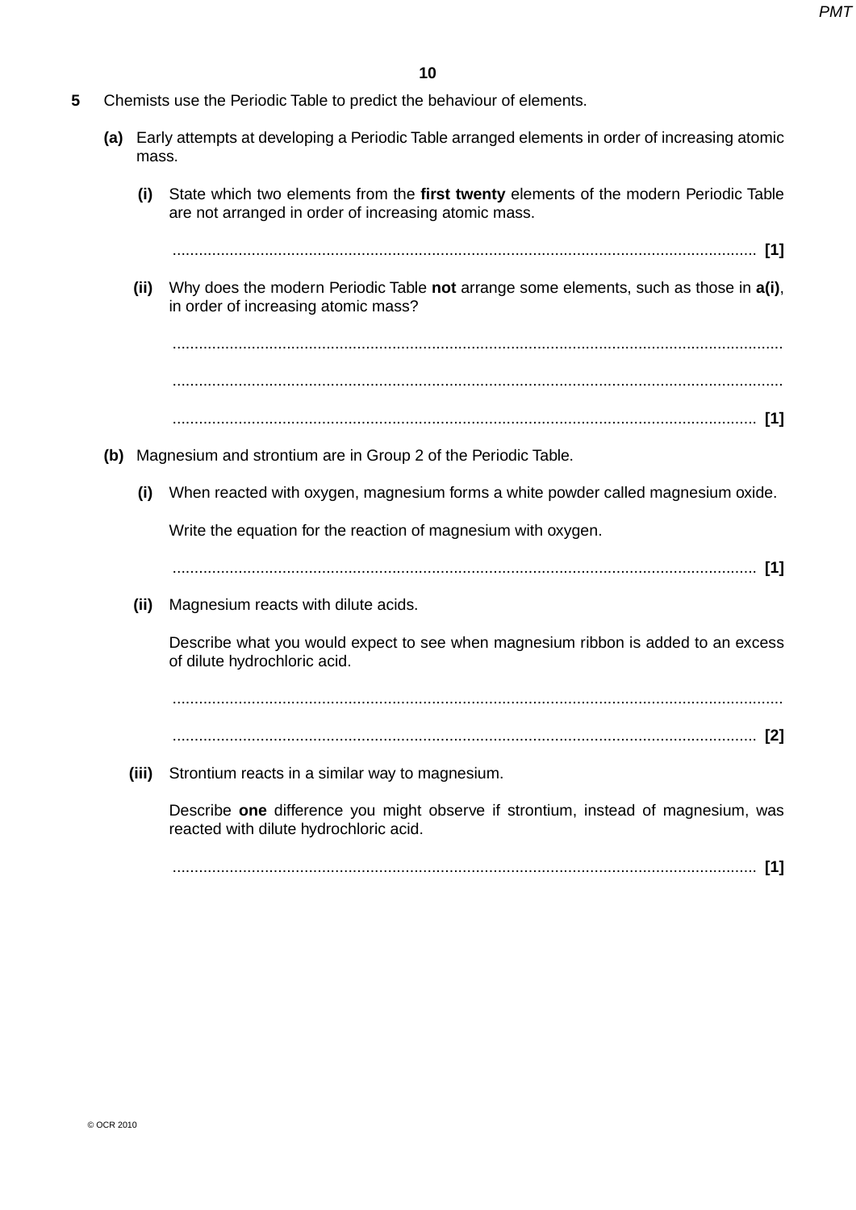**5** Chemists use the Periodic Table to predict the behaviour of elements.

**(a)** Early attempts at developing a Periodic Table arranged elements in order of increasing atomic mass.

**(i)** State which two elements from the **first twenty** elements of the modern Periodic Table are not arranged in order of increasing atomic mass.

.................................................................................................................................... [1]

**(ii)** Why does the modern Periodic Table **not** arrange some elements, such as those in **a(i)**, in order of increasing atomic mass?

...........................................................................................................................................

...........................................................................................................................................

.................................................................................................................................... [1]

**(b)** Magnesium and strontium are in Group 2 of the Periodic Table.

**(i)** When reacted with oxygen, magnesium forms a white powder called magnesium oxide.

Write the equation for the reaction of magnesium with oxygen.

.................................................................................................................................... [1]

**(ii)** Magnesium reacts with dilute acids.

Describe what you would expect to see when magnesium ribbon is added to an excess of dilute hydrochloric acid.

...........................................................................................................................................

.................................................................................................................................... [2]

**(iii)** Strontium reacts in a similar way to magnesium.

Describe **one** difference you might observe if strontium, instead of magnesium, was reacted with dilute hydrochloric acid.

.................................................................................................................................... [1]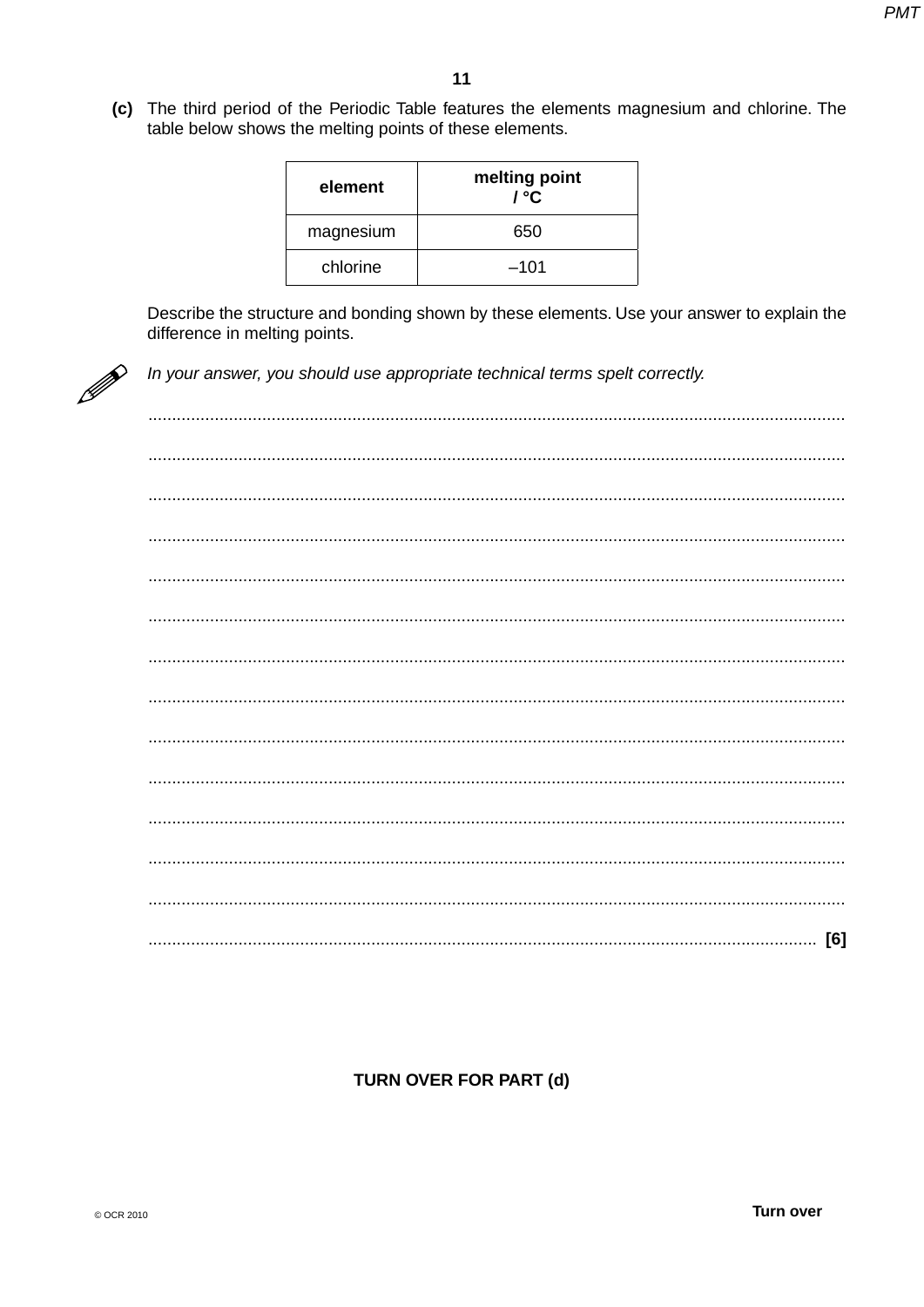**(c)** The third period of the Periodic Table features the elements magnesium and chlorine. The table below shows the melting points of these elements.

| element | melting point / °C |
| --- | --- |
| magnesium | 650 |
| chlorine | –101 |

Describe the structure and bonding shown by these elements. Use your answer to explain the difference in melting points.

*In your answer, you should use appropriate technical terms spelt correctly.*

.......................................................................................................................................................

.......................................................................................................................................................

.......................................................................................................................................................

.......................................................................................................................................................

.......................................................................................................................................................

.......................................................................................................................................................

.......................................................................................................................................................

.......................................................................................................................................................

.......................................................................................................................................................

.......................................................................................................................................................

.......................................................................................................................................................

.......................................................................................................................................................

.......................................................................................................................................................

................................................................................................................................................ [6]

**TURN OVER FOR PART (d)**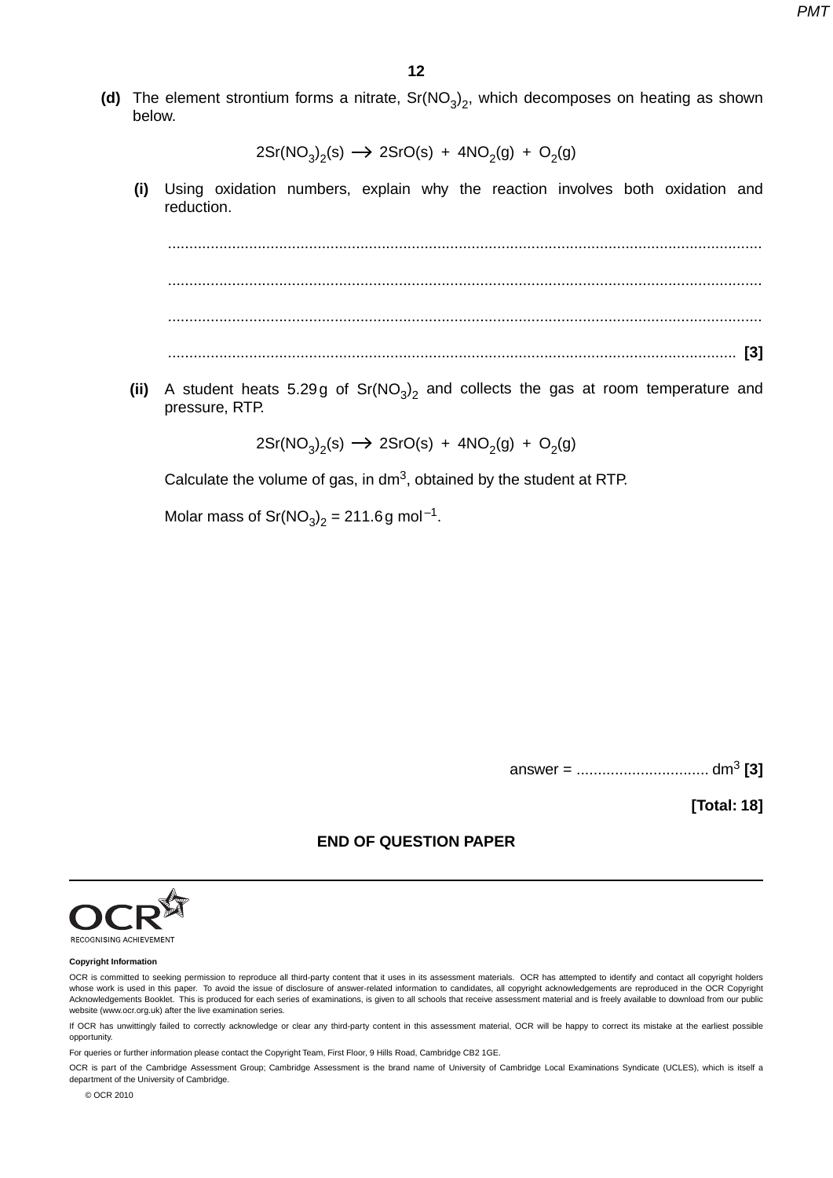**(d)** The element strontium forms a nitrate, $Sr(NO_3)_2$, which decomposes on heating as shown below.

$$2Sr(NO_3)_2(s) \rightarrow 2SrO(s) + 4NO_2(g) + O_2(g)$$

**(i)** Using oxidation numbers, explain why the reaction involves both oxidation and reduction.

..........................................................................................................................................

..........................................................................................................................................

..........................................................................................................................................

.................................................................................................................................... **[3]**

**(ii)** A student heats 5.29 g of $Sr(NO_3)_2$ and collects the gas at room temperature and pressure, RTP.

$$2Sr(NO_3)_2(s) \rightarrow 2SrO(s) + 4NO_2(g) + O_2(g)$$

Calculate the volume of gas, in $dm^3$, obtained by the student at RTP.

Molar mass of $Sr(NO_3)_2$ = 211.6 g $mol^{-1}$.

answer = ............................... $dm^3$ **[3]**

**[Total: 18]**

**END OF QUESTION PAPER**

RECOGNISING ACHIEVEMENT

**Copyright Information**

OCR is committed to seeking permission to reproduce all third-party content that it uses in its assessment materials. OCR has attempted to identify and contact all copyright holders whose work is used in this paper. To avoid the issue of disclosure of answer-related information to candidates, all copyright acknowledgements are reproduced in the OCR Copyright Acknowledgements Booklet. This is produced for each series of examinations, is given to all schools that receive assessment material and is freely available to download from our public website (www.ocr.org.uk) after the live examination series.

If OCR has unwittingly failed to correctly acknowledge or clear any third-party content in this assessment material, OCR will be happy to correct its mistake at the earliest possible opportunity.

For queries or further information please contact the Copyright Team, First Floor, 9 Hills Road, Cambridge CB2 1GE.

OCR is part of the Cambridge Assessment Group; Cambridge Assessment is the brand name of University of Cambridge Local Examinations Syndicate (UCLES), which is itself a department of the University of Cambridge.

© OCR 2010